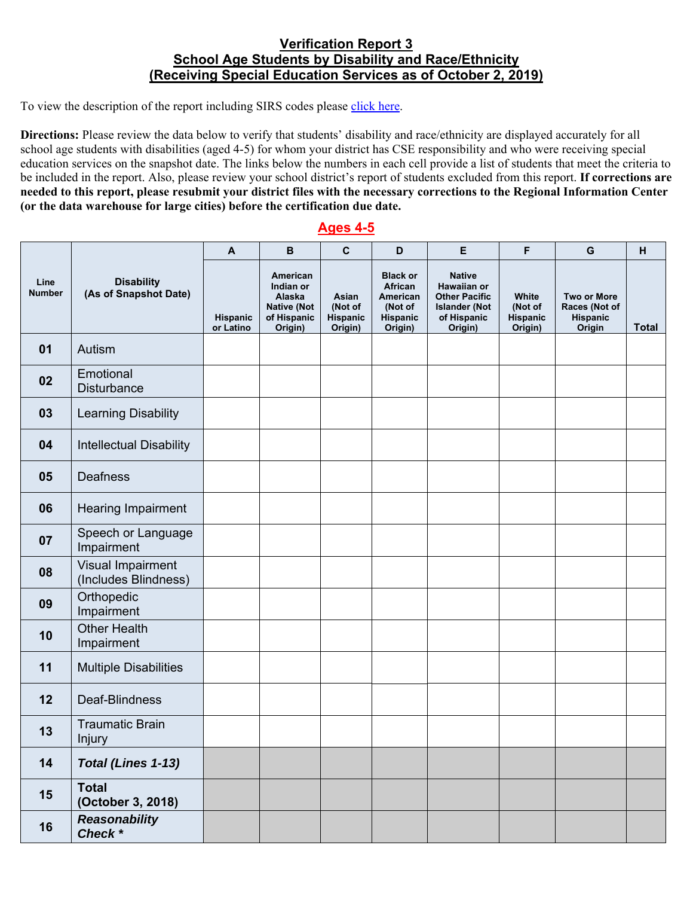# Verification Report 3
## School Age Students by Disability and Race/Ethnicity
## (Receiving Special Education Services as of October 2, 2019)

To view the description of the report including SIRS codes please [click here](#).

**Directions:** Please review the data below to verify that students' disability and race/ethnicity are displayed accurately for all school age students with disabilities (aged 4-5) for whom your district has CSE responsibility and who were receiving special education services on the snapshot date. The links below the numbers in each cell provide a list of students that meet the criteria to be included in the report. Also, please review your school district's report of students excluded from this report. **If corrections are needed to this report, please resubmit your district files with the necessary corrections to the Regional Information Center (or the data warehouse for large cities) before the certification due date.**

## Ages 4-5

| Line Number | Disability (As of Snapshot Date) | A | B | C | D | E | F | G | H |
|---|---|---|---|---|---|---|---|---|---|
| | | Hispanic or Latino | American Indian or Alaska Native (Not of Hispanic Origin) | Asian (Not of Hispanic Origin) | Black or African American (Not of Hispanic Origin) | Native Hawaiian or Other Pacific Islander (Not of Hispanic Origin) | White (Not of Hispanic Origin) | Two or More Races (Not of Hispanic Origin | Total |
| 01 | Autism | | | | | | | | |
| 02 | Emotional Disturbance | | | | | | | | |
| 03 | Learning Disability | | | | | | | | |
| 04 | Intellectual Disability | | | | | | | | |
| 05 | Deafness | | | | | | | | |
| 06 | Hearing Impairment | | | | | | | | |
| 07 | Speech or Language Impairment | | | | | | | | |
| 08 | Visual Impairment (Includes Blindness) | | | | | | | | |
| 09 | Orthopedic Impairment | | | | | | | | |
| 10 | Other Health Impairment | | | | | | | | |
| 11 | Multiple Disabilities | | | | | | | | |
| 12 | Deaf-Blindness | | | | | | | | |
| 13 | Traumatic Brain Injury | | | | | | | | |
| 14 | ***Total (Lines 1-13)*** | | | | | | | | |
| 15 | **Total (October 3, 2018)** | | | | | | | | |
| 16 | ***Reasonability Check **** | | | | | | | | |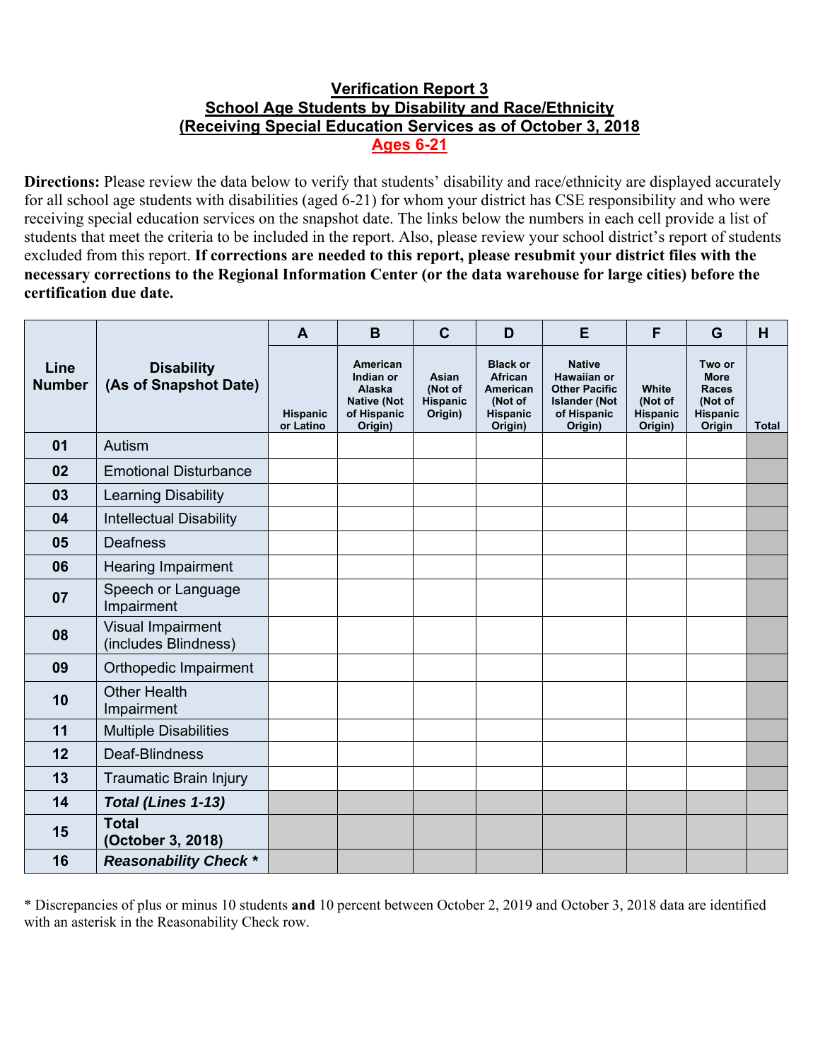**Verification Report 3**
**School Age Students by Disability and Race/Ethnicity**
**(Receiving Special Education Services as of October 3, 2018**
**Ages 6-21**

**Directions:** Please review the data below to verify that students' disability and race/ethnicity are displayed accurately for all school age students with disabilities (aged 6-21) for whom your district has CSE responsibility and who were receiving special education services on the snapshot date. The links below the numbers in each cell provide a list of students that meet the criteria to be included in the report. Also, please review your school district's report of students excluded from this report. **If corrections are needed to this report, please resubmit your district files with the necessary corrections to the Regional Information Center (or the data warehouse for large cities) before the certification due date.**

| Line Number | Disability (As of Snapshot Date) | A | B | C | D | E | F | G | H |
|---|---|---|---|---|---|---|---|---|---|
| | | Hispanic or Latino | American Indian or Alaska Native (Not of Hispanic Origin) | Asian (Not of Hispanic Origin) | Black or African American (Not of Hispanic Origin) | Native Hawaiian or Other Pacific Islander (Not of Hispanic Origin) | White (Not of Hispanic Origin) | Two or More Races (Not of Hispanic Origin | Total |
| 01 | Autism | | | | | | | | |
| 02 | Emotional Disturbance | | | | | | | | |
| 03 | Learning Disability | | | | | | | | |
| 04 | Intellectual Disability | | | | | | | | |
| 05 | Deafness | | | | | | | | |
| 06 | Hearing Impairment | | | | | | | | |
| 07 | Speech or Language Impairment | | | | | | | | |
| 08 | Visual Impairment (includes Blindness) | | | | | | | | |
| 09 | Orthopedic Impairment | | | | | | | | |
| 10 | Other Health Impairment | | | | | | | | |
| 11 | Multiple Disabilities | | | | | | | | |
| 12 | Deaf-Blindness | | | | | | | | |
| 13 | Traumatic Brain Injury | | | | | | | | |
| 14 | ***Total (Lines 1-13)*** | | | | | | | | |
| 15 | **Total (October 3, 2018)** | | | | | | | | |
| 16 | ***Reasonability Check **** | | | | | | | | |

* Discrepancies of plus or minus 10 students **and** 10 percent between October 2, 2019 and October 3, 2018 data are identified with an asterisk in the Reasonability Check row.